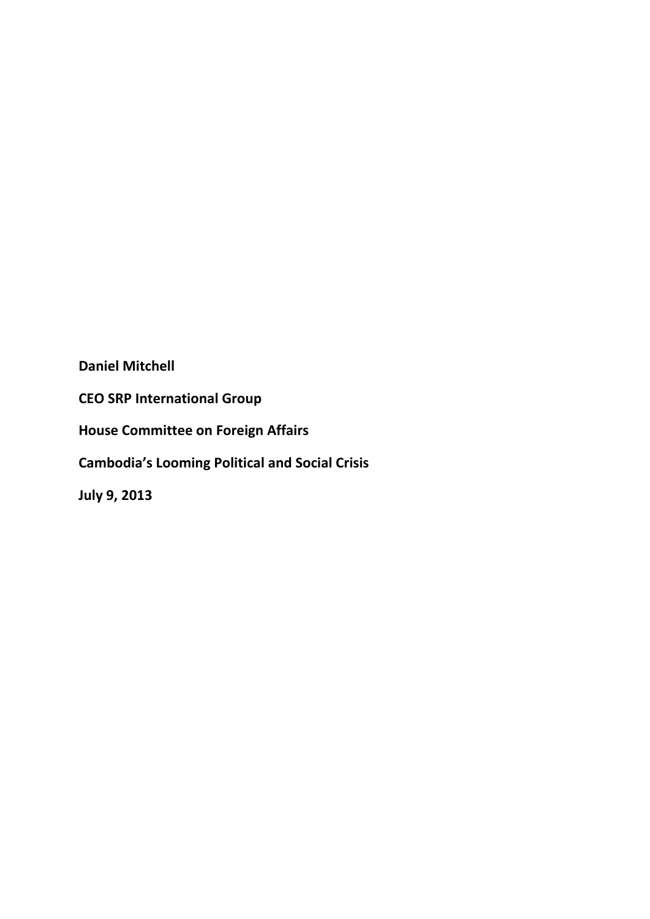**Daniel Mitchell**

**CEO SRP International Group**

**House Committee on Foreign Affairs**

**Cambodia's Looming Political and Social Crisis**

**July 9, 2013**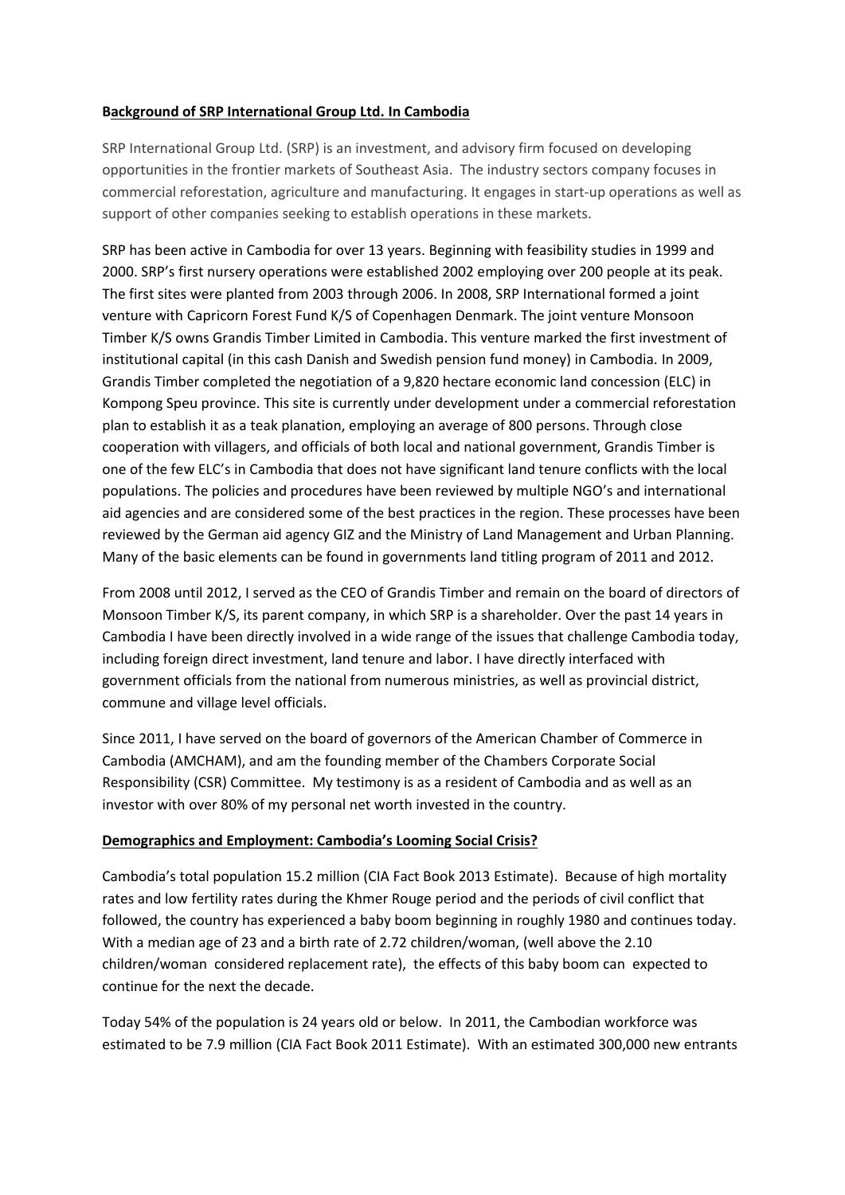**Background of SRP International Group Ltd. In Cambodia**

SRP International Group Ltd. (SRP) is an investment, and advisory firm focused on developing opportunities in the frontier markets of Southeast Asia. The industry sectors company focuses in commercial reforestation, agriculture and manufacturing. It engages in start-up operations as well as support of other companies seeking to establish operations in these markets.

SRP has been active in Cambodia for over 13 years. Beginning with feasibility studies in 1999 and 2000. SRP's first nursery operations were established 2002 employing over 200 people at its peak. The first sites were planted from 2003 through 2006. In 2008, SRP International formed a joint venture with Capricorn Forest Fund K/S of Copenhagen Denmark. The joint venture Monsoon Timber K/S owns Grandis Timber Limited in Cambodia. This venture marked the first investment of institutional capital (in this cash Danish and Swedish pension fund money) in Cambodia. In 2009, Grandis Timber completed the negotiation of a 9,820 hectare economic land concession (ELC) in Kompong Speu province. This site is currently under development under a commercial reforestation plan to establish it as a teak planation, employing an average of 800 persons. Through close cooperation with villagers, and officials of both local and national government, Grandis Timber is one of the few ELC's in Cambodia that does not have significant land tenure conflicts with the local populations. The policies and procedures have been reviewed by multiple NGO's and international aid agencies and are considered some of the best practices in the region. These processes have been reviewed by the German aid agency GIZ and the Ministry of Land Management and Urban Planning. Many of the basic elements can be found in governments land titling program of 2011 and 2012.

From 2008 until 2012, I served as the CEO of Grandis Timber and remain on the board of directors of Monsoon Timber K/S, its parent company, in which SRP is a shareholder. Over the past 14 years in Cambodia I have been directly involved in a wide range of the issues that challenge Cambodia today, including foreign direct investment, land tenure and labor. I have directly interfaced with government officials from the national from numerous ministries, as well as provincial district, commune and village level officials.

Since 2011, I have served on the board of governors of the American Chamber of Commerce in Cambodia (AMCHAM), and am the founding member of the Chambers Corporate Social Responsibility (CSR) Committee. My testimony is as a resident of Cambodia and as well as an investor with over 80% of my personal net worth invested in the country.

**Demographics and Employment: Cambodia's Looming Social Crisis?**

Cambodia's total population 15.2 million (CIA Fact Book 2013 Estimate). Because of high mortality rates and low fertility rates during the Khmer Rouge period and the periods of civil conflict that followed, the country has experienced a baby boom beginning in roughly 1980 and continues today. With a median age of 23 and a birth rate of 2.72 children/woman, (well above the 2.10 children/woman considered replacement rate), the effects of this baby boom can expected to continue for the next the decade.

Today 54% of the population is 24 years old or below. In 2011, the Cambodian workforce was estimated to be 7.9 million (CIA Fact Book 2011 Estimate). With an estimated 300,000 new entrants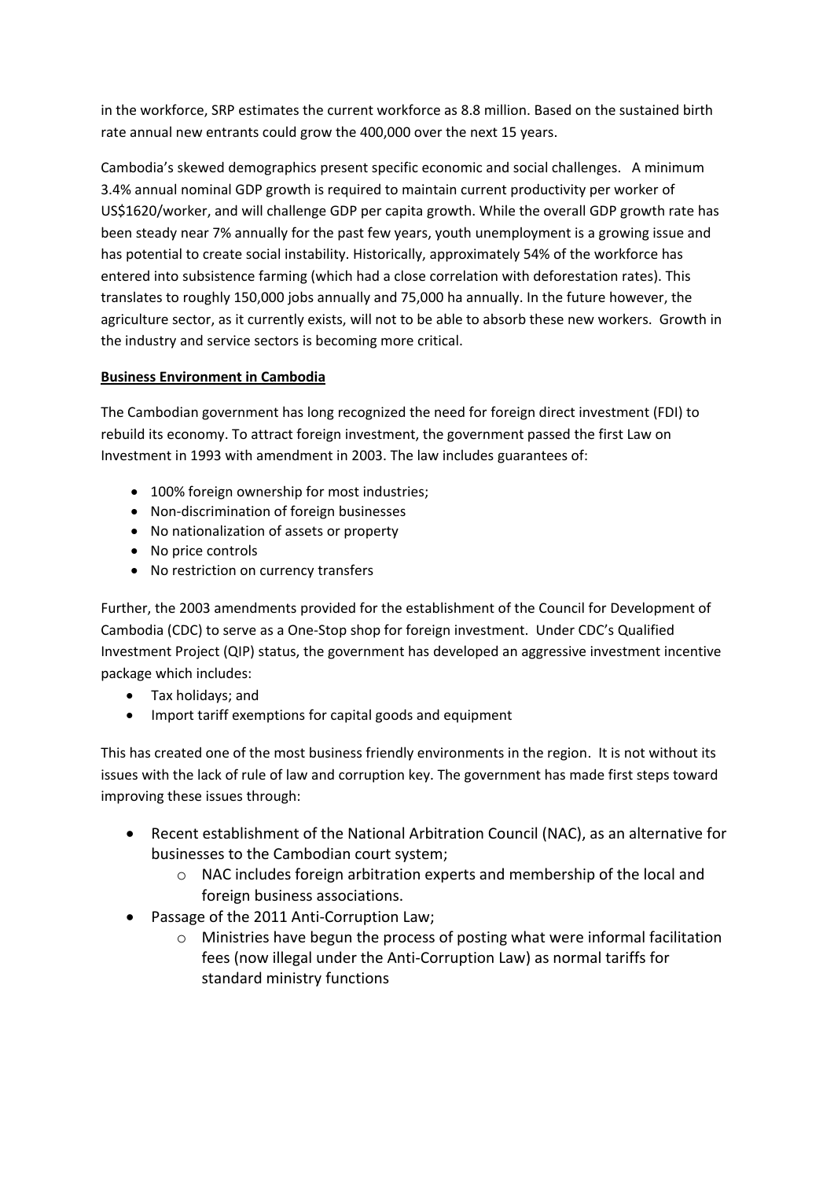in the workforce, SRP estimates the current workforce as 8.8 million. Based on the sustained birth rate annual new entrants could grow the 400,000 over the next 15 years.

Cambodia's skewed demographics present specific economic and social challenges. A minimum 3.4% annual nominal GDP growth is required to maintain current productivity per worker of US$1620/worker, and will challenge GDP per capita growth. While the overall GDP growth rate has been steady near 7% annually for the past few years, youth unemployment is a growing issue and has potential to create social instability. Historically, approximately 54% of the workforce has entered into subsistence farming (which had a close correlation with deforestation rates). This translates to roughly 150,000 jobs annually and 75,000 ha annually. In the future however, the agriculture sector, as it currently exists, will not to be able to absorb these new workers. Growth in the industry and service sectors is becoming more critical.

**Business Environment in Cambodia**

The Cambodian government has long recognized the need for foreign direct investment (FDI) to rebuild its economy. To attract foreign investment, the government passed the first Law on Investment in 1993 with amendment in 2003. The law includes guarantees of:

- 100% foreign ownership for most industries;
- Non-discrimination of foreign businesses
- No nationalization of assets or property
- No price controls
- No restriction on currency transfers

Further, the 2003 amendments provided for the establishment of the Council for Development of Cambodia (CDC) to serve as a One-Stop shop for foreign investment. Under CDC's Qualified Investment Project (QIP) status, the government has developed an aggressive investment incentive package which includes:

- Tax holidays; and
- Import tariff exemptions for capital goods and equipment

This has created one of the most business friendly environments in the region. It is not without its issues with the lack of rule of law and corruption key. The government has made first steps toward improving these issues through:

- Recent establishment of the National Arbitration Council (NAC), as an alternative for businesses to the Cambodian court system;
  - NAC includes foreign arbitration experts and membership of the local and foreign business associations.
- Passage of the 2011 Anti-Corruption Law;
  - Ministries have begun the process of posting what were informal facilitation fees (now illegal under the Anti-Corruption Law) as normal tariffs for standard ministry functions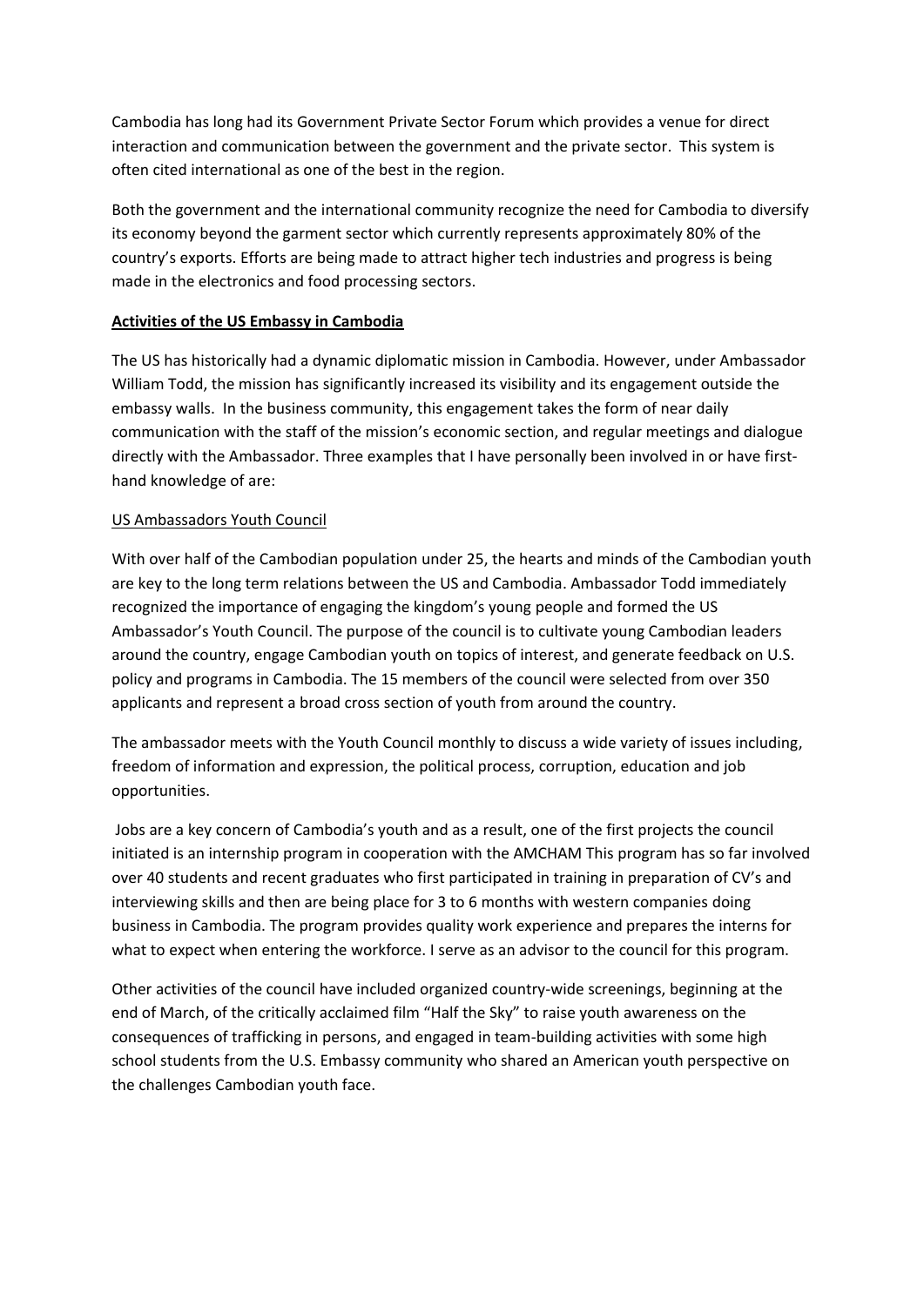Cambodia has long had its Government Private Sector Forum which provides a venue for direct interaction and communication between the government and the private sector. This system is often cited international as one of the best in the region.

Both the government and the international community recognize the need for Cambodia to diversify its economy beyond the garment sector which currently represents approximately 80% of the country's exports. Efforts are being made to attract higher tech industries and progress is being made in the electronics and food processing sectors.

**<u>Activities of the US Embassy in Cambodia</u>**

The US has historically had a dynamic diplomatic mission in Cambodia. However, under Ambassador William Todd, the mission has significantly increased its visibility and its engagement outside the embassy walls. In the business community, this engagement takes the form of near daily communication with the staff of the mission's economic section, and regular meetings and dialogue directly with the Ambassador. Three examples that I have personally been involved in or have first-hand knowledge of are:

<u>US Ambassadors Youth Council</u>

With over half of the Cambodian population under 25, the hearts and minds of the Cambodian youth are key to the long term relations between the US and Cambodia. Ambassador Todd immediately recognized the importance of engaging the kingdom's young people and formed the US Ambassador's Youth Council. The purpose of the council is to cultivate young Cambodian leaders around the country, engage Cambodian youth on topics of interest, and generate feedback on U.S. policy and programs in Cambodia. The 15 members of the council were selected from over 350 applicants and represent a broad cross section of youth from around the country.

The ambassador meets with the Youth Council monthly to discuss a wide variety of issues including, freedom of information and expression, the political process, corruption, education and job opportunities.

Jobs are a key concern of Cambodia's youth and as a result, one of the first projects the council initiated is an internship program in cooperation with the AMCHAM This program has so far involved over 40 students and recent graduates who first participated in training in preparation of CV's and interviewing skills and then are being place for 3 to 6 months with western companies doing business in Cambodia. The program provides quality work experience and prepares the interns for what to expect when entering the workforce. I serve as an advisor to the council for this program.

Other activities of the council have included organized country-wide screenings, beginning at the end of March, of the critically acclaimed film "Half the Sky" to raise youth awareness on the consequences of trafficking in persons, and engaged in team-building activities with some high school students from the U.S. Embassy community who shared an American youth perspective on the challenges Cambodian youth face.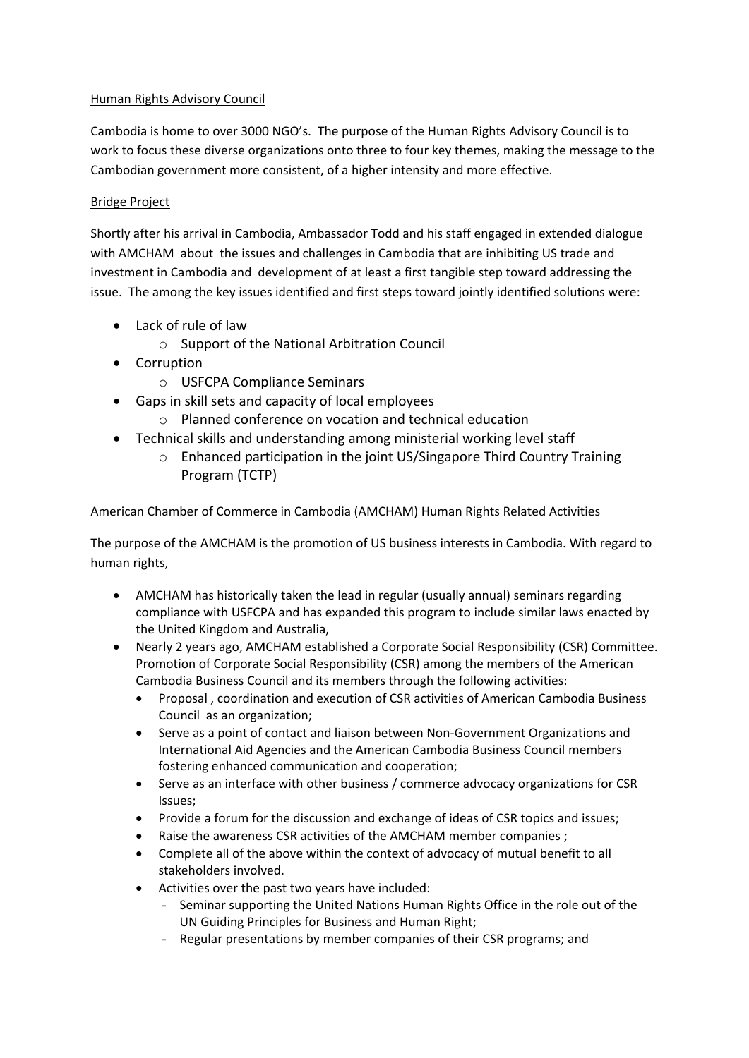Human Rights Advisory Council

Cambodia is home to over 3000 NGO's. The purpose of the Human Rights Advisory Council is to work to focus these diverse organizations onto three to four key themes, making the message to the Cambodian government more consistent, of a higher intensity and more effective.

Bridge Project

Shortly after his arrival in Cambodia, Ambassador Todd and his staff engaged in extended dialogue with AMCHAM about the issues and challenges in Cambodia that are inhibiting US trade and investment in Cambodia and development of at least a first tangible step toward addressing the issue. The among the key issues identified and first steps toward jointly identified solutions were:

- Lack of rule of law
  - Support of the National Arbitration Council
- Corruption
  - USFCPA Compliance Seminars
- Gaps in skill sets and capacity of local employees
  - Planned conference on vocation and technical education
- Technical skills and understanding among ministerial working level staff
  - Enhanced participation in the joint US/Singapore Third Country Training Program (TCTP)

American Chamber of Commerce in Cambodia (AMCHAM) Human Rights Related Activities

The purpose of the AMCHAM is the promotion of US business interests in Cambodia. With regard to human rights,

- AMCHAM has historically taken the lead in regular (usually annual) seminars regarding compliance with USFCPA and has expanded this program to include similar laws enacted by the United Kingdom and Australia,
- Nearly 2 years ago, AMCHAM established a Corporate Social Responsibility (CSR) Committee. Promotion of Corporate Social Responsibility (CSR) among the members of the American Cambodia Business Council and its members through the following activities:
  - Proposal , coordination and execution of CSR activities of American Cambodia Business Council as an organization;
  - Serve as a point of contact and liaison between Non-Government Organizations and International Aid Agencies and the American Cambodia Business Council members fostering enhanced communication and cooperation;
  - Serve as an interface with other business / commerce advocacy organizations for CSR Issues;
  - Provide a forum for the discussion and exchange of ideas of CSR topics and issues;
  - Raise the awareness CSR activities of the AMCHAM member companies ;
  - Complete all of the above within the context of advocacy of mutual benefit to all stakeholders involved.
  - Activities over the past two years have included:
    - Seminar supporting the United Nations Human Rights Office in the role out of the UN Guiding Principles for Business and Human Right;
    - Regular presentations by member companies of their CSR programs; and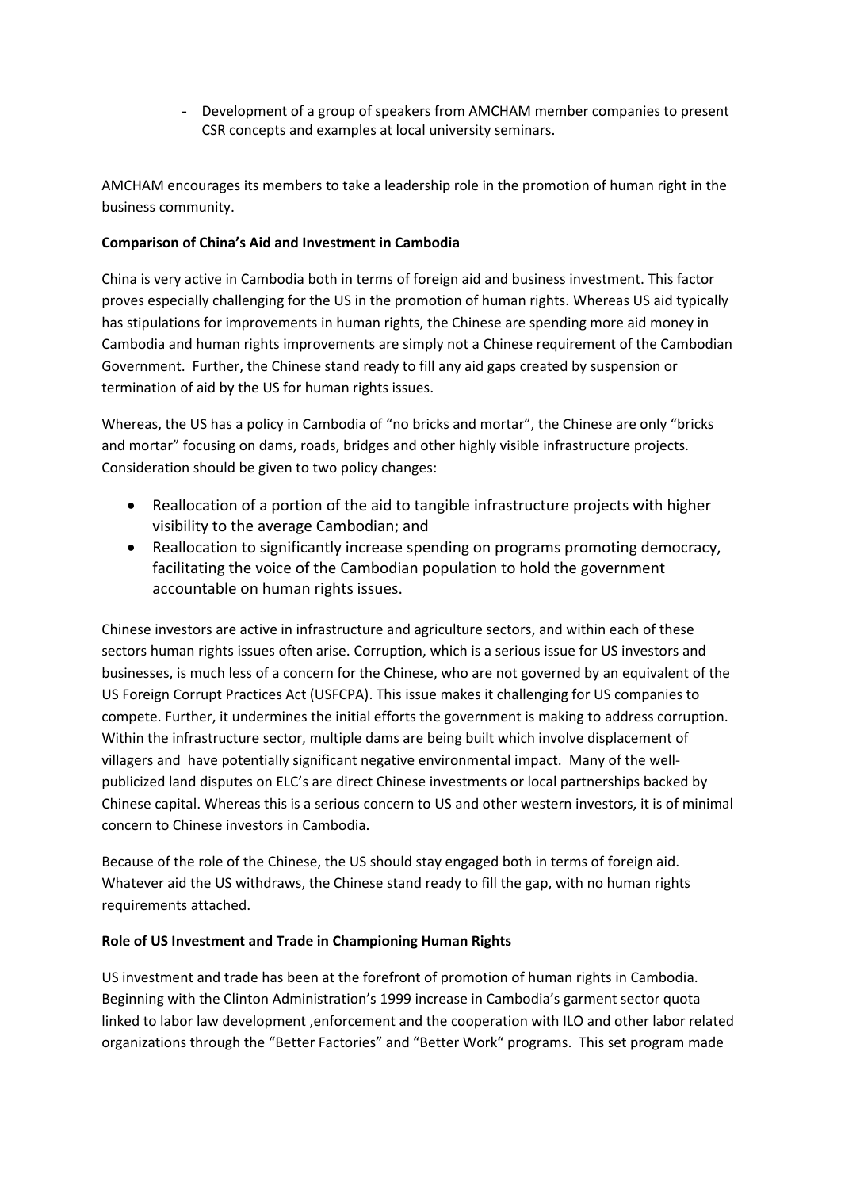- Development of a group of speakers from AMCHAM member companies to present CSR concepts and examples at local university seminars.

AMCHAM encourages its members to take a leadership role in the promotion of human right in the business community.

**Comparison of China's Aid and Investment in Cambodia**

China is very active in Cambodia both in terms of foreign aid and business investment. This factor proves especially challenging for the US in the promotion of human rights. Whereas US aid typically has stipulations for improvements in human rights, the Chinese are spending more aid money in Cambodia and human rights improvements are simply not a Chinese requirement of the Cambodian Government. Further, the Chinese stand ready to fill any aid gaps created by suspension or termination of aid by the US for human rights issues.

Whereas, the US has a policy in Cambodia of "no bricks and mortar", the Chinese are only "bricks and mortar" focusing on dams, roads, bridges and other highly visible infrastructure projects. Consideration should be given to two policy changes:

- Reallocation of a portion of the aid to tangible infrastructure projects with higher visibility to the average Cambodian; and
- Reallocation to significantly increase spending on programs promoting democracy, facilitating the voice of the Cambodian population to hold the government accountable on human rights issues.

Chinese investors are active in infrastructure and agriculture sectors, and within each of these sectors human rights issues often arise. Corruption, which is a serious issue for US investors and businesses, is much less of a concern for the Chinese, who are not governed by an equivalent of the US Foreign Corrupt Practices Act (USFCPA). This issue makes it challenging for US companies to compete. Further, it undermines the initial efforts the government is making to address corruption. Within the infrastructure sector, multiple dams are being built which involve displacement of villagers and have potentially significant negative environmental impact. Many of the well-publicized land disputes on ELC's are direct Chinese investments or local partnerships backed by Chinese capital. Whereas this is a serious concern to US and other western investors, it is of minimal concern to Chinese investors in Cambodia.

Because of the role of the Chinese, the US should stay engaged both in terms of foreign aid. Whatever aid the US withdraws, the Chinese stand ready to fill the gap, with no human rights requirements attached.

**Role of US Investment and Trade in Championing Human Rights**

US investment and trade has been at the forefront of promotion of human rights in Cambodia. Beginning with the Clinton Administration's 1999 increase in Cambodia's garment sector quota linked to labor law development ,enforcement and the cooperation with ILO and other labor related organizations through the "Better Factories" and "Better Work" programs. This set program made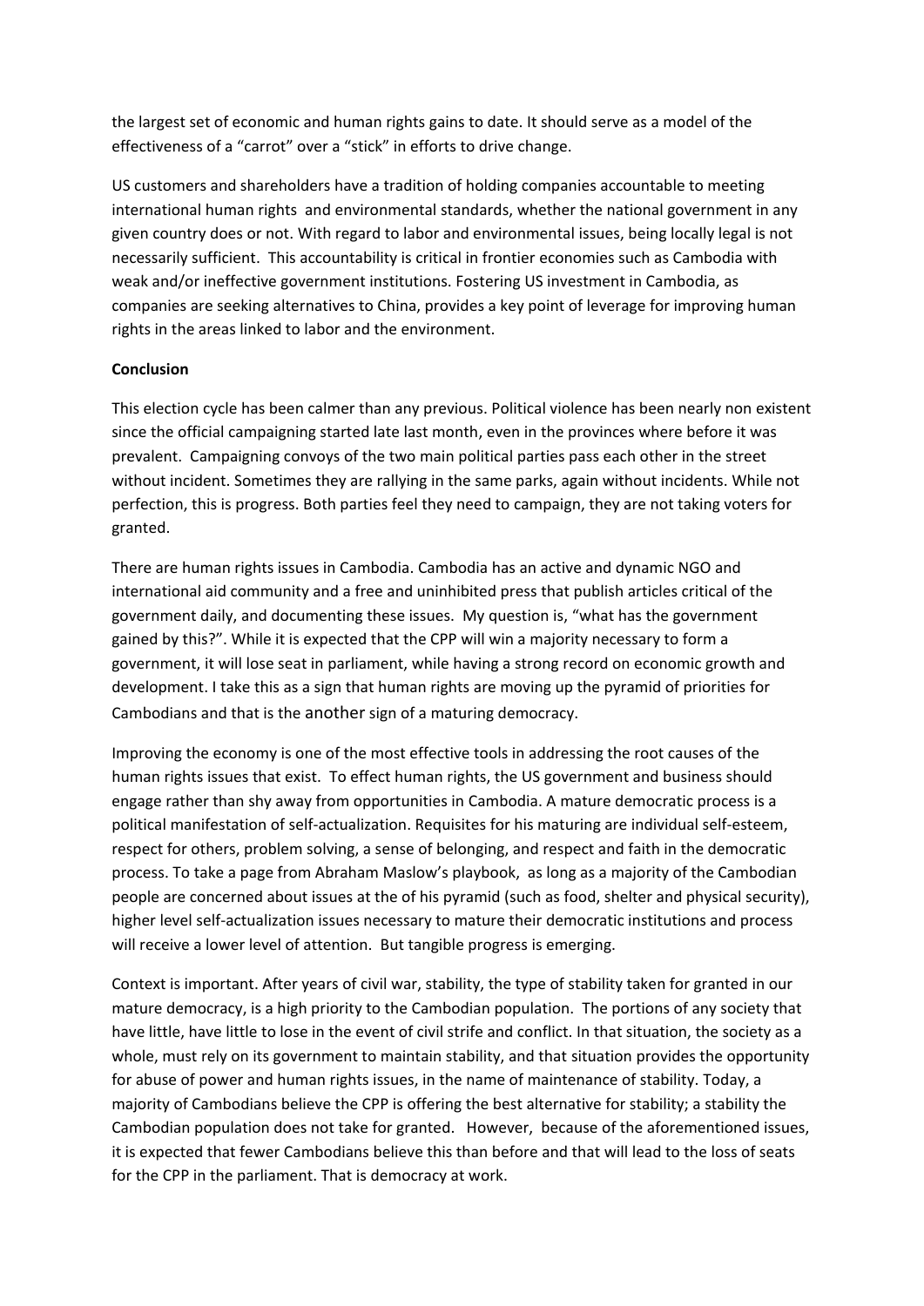the largest set of economic and human rights gains to date. It should serve as a model of the effectiveness of a "carrot" over a "stick" in efforts to drive change.

US customers and shareholders have a tradition of holding companies accountable to meeting international human rights and environmental standards, whether the national government in any given country does or not. With regard to labor and environmental issues, being locally legal is not necessarily sufficient. This accountability is critical in frontier economies such as Cambodia with weak and/or ineffective government institutions. Fostering US investment in Cambodia, as companies are seeking alternatives to China, provides a key point of leverage for improving human rights in the areas linked to labor and the environment.

**Conclusion**

This election cycle has been calmer than any previous. Political violence has been nearly non existent since the official campaigning started late last month, even in the provinces where before it was prevalent. Campaigning convoys of the two main political parties pass each other in the street without incident. Sometimes they are rallying in the same parks, again without incidents. While not perfection, this is progress. Both parties feel they need to campaign, they are not taking voters for granted.

There are human rights issues in Cambodia. Cambodia has an active and dynamic NGO and international aid community and a free and uninhibited press that publish articles critical of the government daily, and documenting these issues. My question is, "what has the government gained by this?". While it is expected that the CPP will win a majority necessary to form a government, it will lose seat in parliament, while having a strong record on economic growth and development. I take this as a sign that human rights are moving up the pyramid of priorities for Cambodians and that is the another sign of a maturing democracy.

Improving the economy is one of the most effective tools in addressing the root causes of the human rights issues that exist. To effect human rights, the US government and business should engage rather than shy away from opportunities in Cambodia. A mature democratic process is a political manifestation of self-actualization. Requisites for his maturing are individual self-esteem, respect for others, problem solving, a sense of belonging, and respect and faith in the democratic process. To take a page from Abraham Maslow's playbook, as long as a majority of the Cambodian people are concerned about issues at the of his pyramid (such as food, shelter and physical security), higher level self-actualization issues necessary to mature their democratic institutions and process will receive a lower level of attention. But tangible progress is emerging.

Context is important. After years of civil war, stability, the type of stability taken for granted in our mature democracy, is a high priority to the Cambodian population. The portions of any society that have little, have little to lose in the event of civil strife and conflict. In that situation, the society as a whole, must rely on its government to maintain stability, and that situation provides the opportunity for abuse of power and human rights issues, in the name of maintenance of stability. Today, a majority of Cambodians believe the CPP is offering the best alternative for stability; a stability the Cambodian population does not take for granted. However, because of the aforementioned issues, it is expected that fewer Cambodians believe this than before and that will lead to the loss of seats for the CPP in the parliament. That is democracy at work.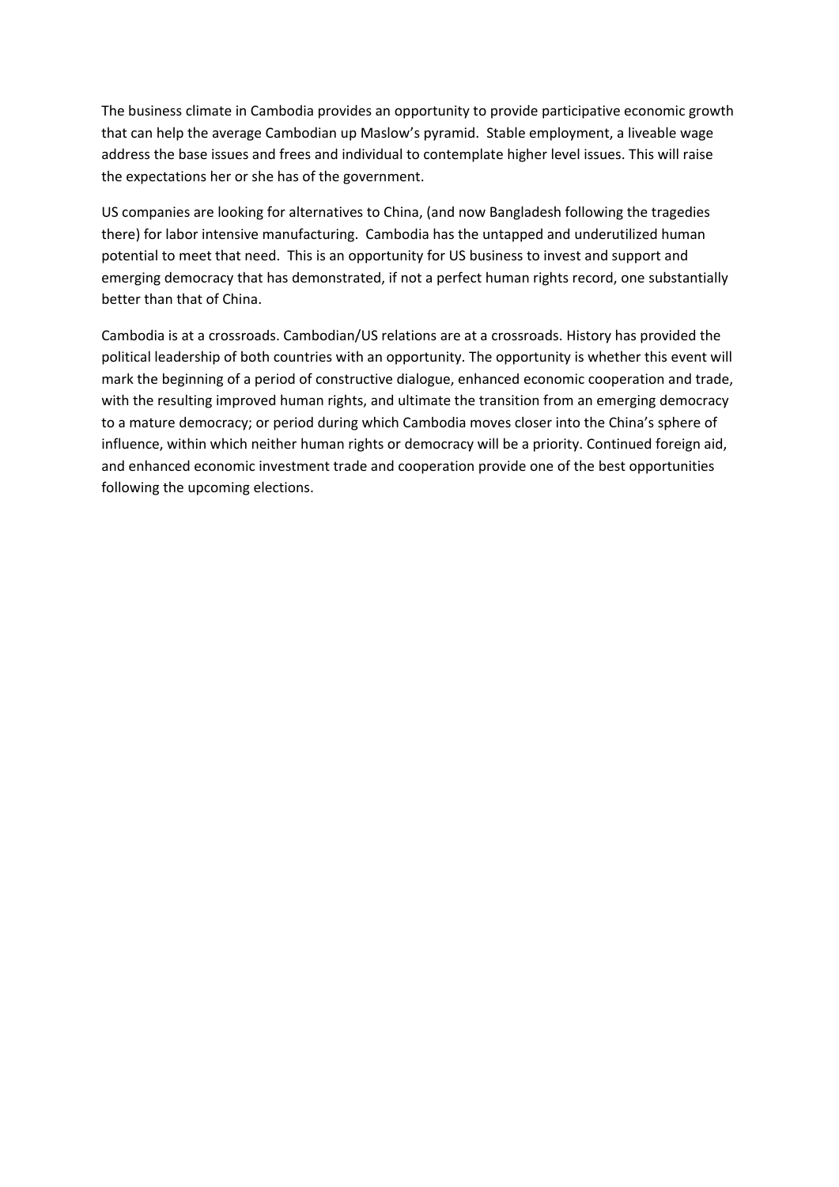The business climate in Cambodia provides an opportunity to provide participative economic growth that can help the average Cambodian up Maslow's pyramid. Stable employment, a liveable wage address the base issues and frees and individual to contemplate higher level issues. This will raise the expectations her or she has of the government.

US companies are looking for alternatives to China, (and now Bangladesh following the tragedies there) for labor intensive manufacturing. Cambodia has the untapped and underutilized human potential to meet that need. This is an opportunity for US business to invest and support and emerging democracy that has demonstrated, if not a perfect human rights record, one substantially better than that of China.

Cambodia is at a crossroads. Cambodian/US relations are at a crossroads. History has provided the political leadership of both countries with an opportunity. The opportunity is whether this event will mark the beginning of a period of constructive dialogue, enhanced economic cooperation and trade, with the resulting improved human rights, and ultimate the transition from an emerging democracy to a mature democracy; or period during which Cambodia moves closer into the China's sphere of influence, within which neither human rights or democracy will be a priority. Continued foreign aid, and enhanced economic investment trade and cooperation provide one of the best opportunities following the upcoming elections.